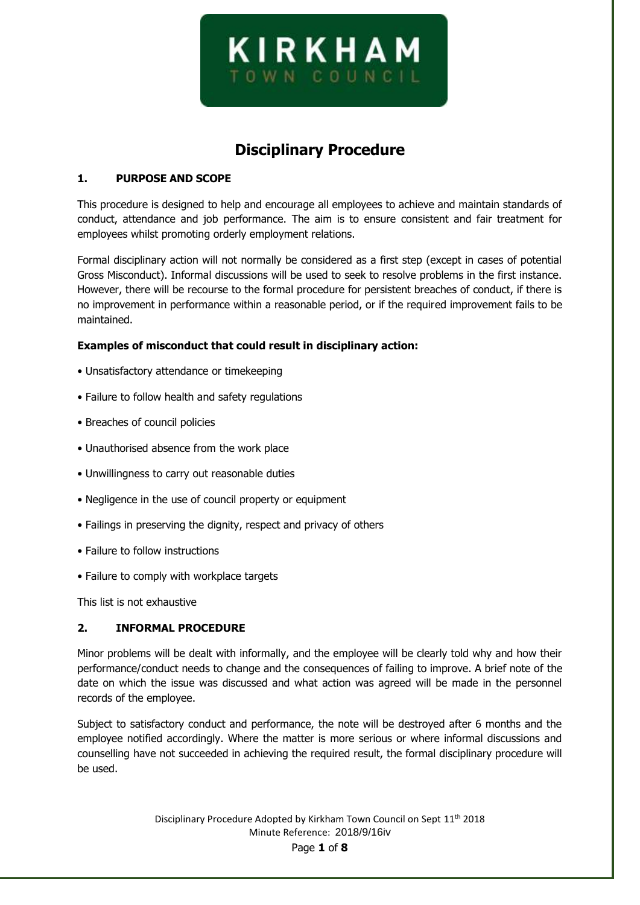KIRKHAM
TOWN COUNCIL

# Disciplinary Procedure

## 1. PURPOSE AND SCOPE

This procedure is designed to help and encourage all employees to achieve and maintain standards of conduct, attendance and job performance. The aim is to ensure consistent and fair treatment for employees whilst promoting orderly employment relations.

Formal disciplinary action will not normally be considered as a first step (except in cases of potential Gross Misconduct). Informal discussions will be used to seek to resolve problems in the first instance. However, there will be recourse to the formal procedure for persistent breaches of conduct, if there is no improvement in performance within a reasonable period, or if the required improvement fails to be maintained.

**Examples of misconduct that could result in disciplinary action:**

- Unsatisfactory attendance or timekeeping
- Failure to follow health and safety regulations
- Breaches of council policies
- Unauthorised absence from the work place
- Unwillingness to carry out reasonable duties
- Negligence in the use of council property or equipment
- Failings in preserving the dignity, respect and privacy of others
- Failure to follow instructions
- Failure to comply with workplace targets

This list is not exhaustive

## 2. INFORMAL PROCEDURE

Minor problems will be dealt with informally, and the employee will be clearly told why and how their performance/conduct needs to change and the consequences of failing to improve. A brief note of the date on which the issue was discussed and what action was agreed will be made in the personnel records of the employee.

Subject to satisfactory conduct and performance, the note will be destroyed after 6 months and the employee notified accordingly. Where the matter is more serious or where informal discussions and counselling have not succeeded in achieving the required result, the formal disciplinary procedure will be used.

Disciplinary Procedure Adopted by Kirkham Town Council on Sept 11th 2018
Minute Reference: 2018/9/16iv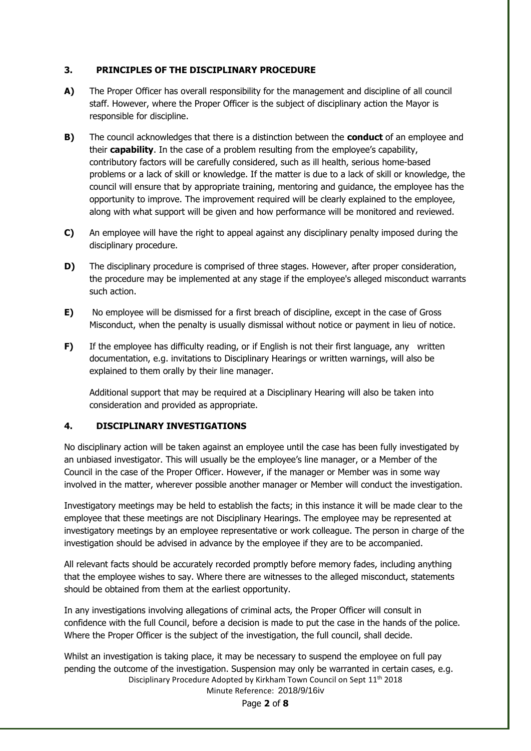## 3. PRINCIPLES OF THE DISCIPLINARY PROCEDURE

**A)** The Proper Officer has overall responsibility for the management and discipline of all council staff. However, where the Proper Officer is the subject of disciplinary action the Mayor is responsible for discipline.

**B)** The council acknowledges that there is a distinction between the **conduct** of an employee and their **capability**. In the case of a problem resulting from the employee's capability, contributory factors will be carefully considered, such as ill health, serious home-based problems or a lack of skill or knowledge. If the matter is due to a lack of skill or knowledge, the council will ensure that by appropriate training, mentoring and guidance, the employee has the opportunity to improve. The improvement required will be clearly explained to the employee, along with what support will be given and how performance will be monitored and reviewed.

**C)** An employee will have the right to appeal against any disciplinary penalty imposed during the disciplinary procedure.

**D)** The disciplinary procedure is comprised of three stages. However, after proper consideration, the procedure may be implemented at any stage if the employee's alleged misconduct warrants such action.

**E)** No employee will be dismissed for a first breach of discipline, except in the case of Gross Misconduct, when the penalty is usually dismissal without notice or payment in lieu of notice.

**F)** If the employee has difficulty reading, or if English is not their first language, any written documentation, e.g. invitations to Disciplinary Hearings or written warnings, will also be explained to them orally by their line manager.

Additional support that may be required at a Disciplinary Hearing will also be taken into consideration and provided as appropriate.

## 4. DISCIPLINARY INVESTIGATIONS

No disciplinary action will be taken against an employee until the case has been fully investigated by an unbiased investigator. This will usually be the employee's line manager, or a Member of the Council in the case of the Proper Officer. However, if the manager or Member was in some way involved in the matter, wherever possible another manager or Member will conduct the investigation.

Investigatory meetings may be held to establish the facts; in this instance it will be made clear to the employee that these meetings are not Disciplinary Hearings. The employee may be represented at investigatory meetings by an employee representative or work colleague. The person in charge of the investigation should be advised in advance by the employee if they are to be accompanied.

All relevant facts should be accurately recorded promptly before memory fades, including anything that the employee wishes to say. Where there are witnesses to the alleged misconduct, statements should be obtained from them at the earliest opportunity.

In any investigations involving allegations of criminal acts, the Proper Officer will consult in confidence with the full Council, before a decision is made to put the case in the hands of the police. Where the Proper Officer is the subject of the investigation, the full council, shall decide.

Whilst an investigation is taking place, it may be necessary to suspend the employee on full pay pending the outcome of the investigation. Suspension may only be warranted in certain cases, e.g.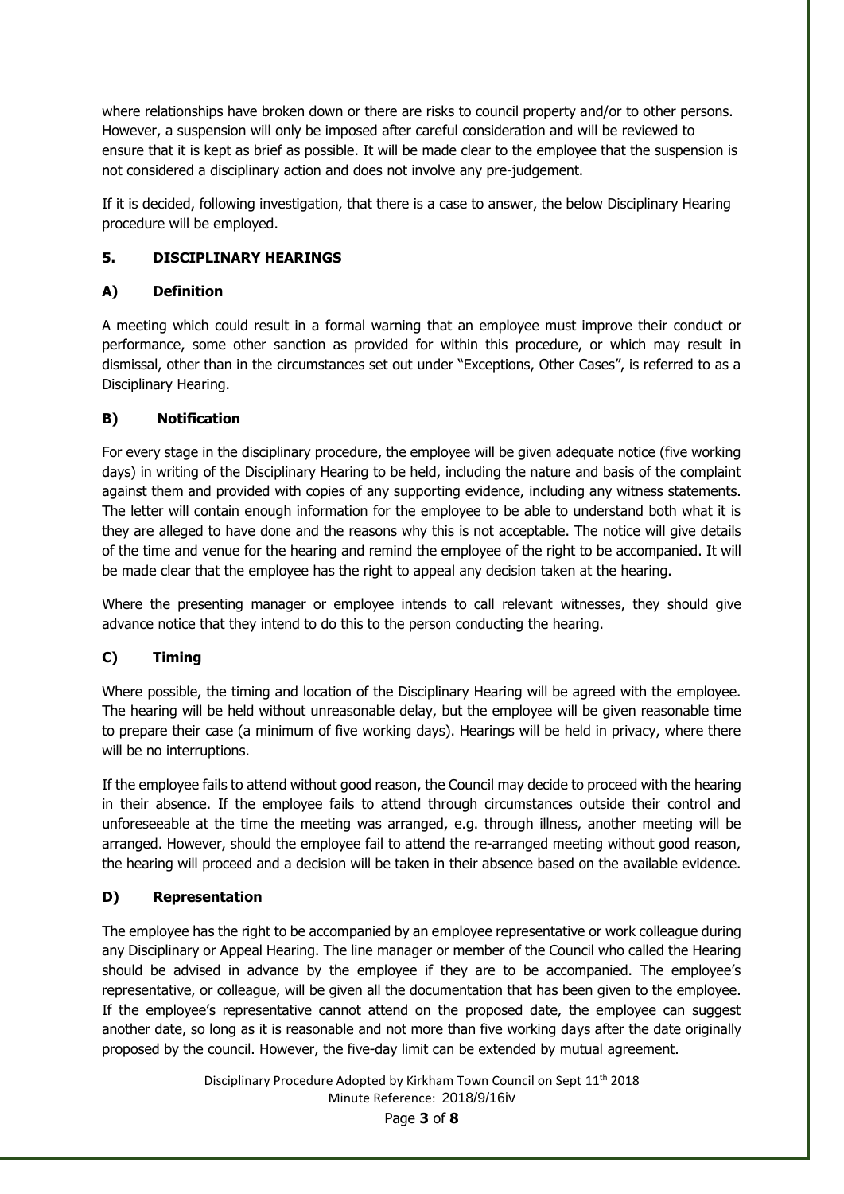where relationships have broken down or there are risks to council property and/or to other persons. However, a suspension will only be imposed after careful consideration and will be reviewed to ensure that it is kept as brief as possible. It will be made clear to the employee that the suspension is not considered a disciplinary action and does not involve any pre-judgement.

If it is decided, following investigation, that there is a case to answer, the below Disciplinary Hearing procedure will be employed.

## 5. DISCIPLINARY HEARINGS

### A) Definition

A meeting which could result in a formal warning that an employee must improve their conduct or performance, some other sanction as provided for within this procedure, or which may result in dismissal, other than in the circumstances set out under "Exceptions, Other Cases", is referred to as a Disciplinary Hearing.

### B) Notification

For every stage in the disciplinary procedure, the employee will be given adequate notice (five working days) in writing of the Disciplinary Hearing to be held, including the nature and basis of the complaint against them and provided with copies of any supporting evidence, including any witness statements. The letter will contain enough information for the employee to be able to understand both what it is they are alleged to have done and the reasons why this is not acceptable. The notice will give details of the time and venue for the hearing and remind the employee of the right to be accompanied. It will be made clear that the employee has the right to appeal any decision taken at the hearing.

Where the presenting manager or employee intends to call relevant witnesses, they should give advance notice that they intend to do this to the person conducting the hearing.

### C) Timing

Where possible, the timing and location of the Disciplinary Hearing will be agreed with the employee. The hearing will be held without unreasonable delay, but the employee will be given reasonable time to prepare their case (a minimum of five working days). Hearings will be held in privacy, where there will be no interruptions.

If the employee fails to attend without good reason, the Council may decide to proceed with the hearing in their absence. If the employee fails to attend through circumstances outside their control and unforeseeable at the time the meeting was arranged, e.g. through illness, another meeting will be arranged. However, should the employee fail to attend the re-arranged meeting without good reason, the hearing will proceed and a decision will be taken in their absence based on the available evidence.

### D) Representation

The employee has the right to be accompanied by an employee representative or work colleague during any Disciplinary or Appeal Hearing. The line manager or member of the Council who called the Hearing should be advised in advance by the employee if they are to be accompanied. The employee's representative, or colleague, will be given all the documentation that has been given to the employee. If the employee's representative cannot attend on the proposed date, the employee can suggest another date, so long as it is reasonable and not more than five working days after the date originally proposed by the council. However, the five-day limit can be extended by mutual agreement.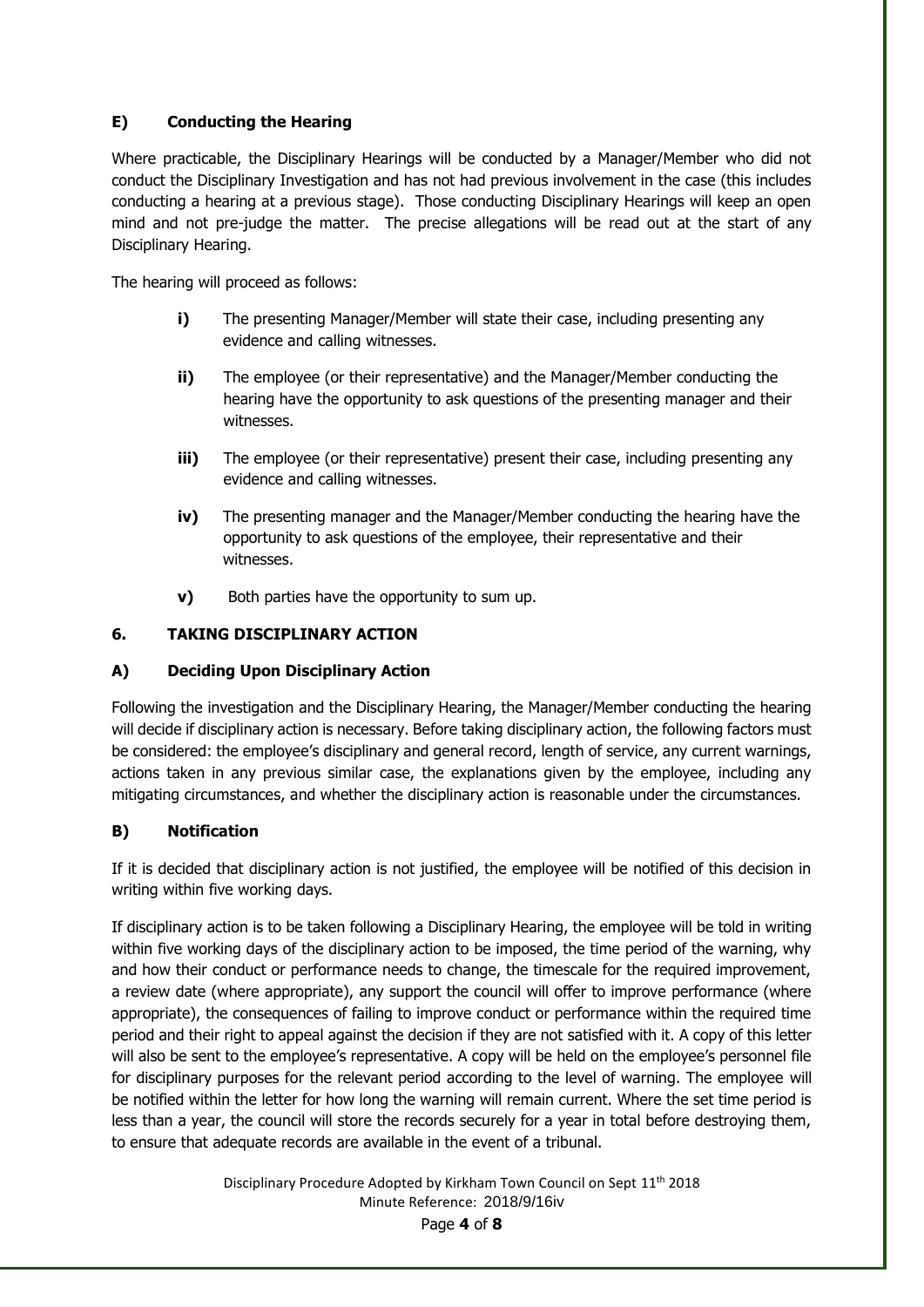### E) Conducting the Hearing

Where practicable, the Disciplinary Hearings will be conducted by a Manager/Member who did not conduct the Disciplinary Investigation and has not had previous involvement in the case (this includes conducting a hearing at a previous stage). Those conducting Disciplinary Hearings will keep an open mind and not pre-judge the matter. The precise allegations will be read out at the start of any Disciplinary Hearing.

The hearing will proceed as follows:

- **i)** The presenting Manager/Member will state their case, including presenting any evidence and calling witnesses.
- **ii)** The employee (or their representative) and the Manager/Member conducting the hearing have the opportunity to ask questions of the presenting manager and their witnesses.
- **iii)** The employee (or their representative) present their case, including presenting any evidence and calling witnesses.
- **iv)** The presenting manager and the Manager/Member conducting the hearing have the opportunity to ask questions of the employee, their representative and their witnesses.
- **v)** Both parties have the opportunity to sum up.

## 6. TAKING DISCIPLINARY ACTION

### A) Deciding Upon Disciplinary Action

Following the investigation and the Disciplinary Hearing, the Manager/Member conducting the hearing will decide if disciplinary action is necessary. Before taking disciplinary action, the following factors must be considered: the employee's disciplinary and general record, length of service, any current warnings, actions taken in any previous similar case, the explanations given by the employee, including any mitigating circumstances, and whether the disciplinary action is reasonable under the circumstances.

### B) Notification

If it is decided that disciplinary action is not justified, the employee will be notified of this decision in writing within five working days.

If disciplinary action is to be taken following a Disciplinary Hearing, the employee will be told in writing within five working days of the disciplinary action to be imposed, the time period of the warning, why and how their conduct or performance needs to change, the timescale for the required improvement, a review date (where appropriate), any support the council will offer to improve performance (where appropriate), the consequences of failing to improve conduct or performance within the required time period and their right to appeal against the decision if they are not satisfied with it. A copy of this letter will also be sent to the employee's representative. A copy will be held on the employee's personnel file for disciplinary purposes for the relevant period according to the level of warning. The employee will be notified within the letter for how long the warning will remain current. Where the set time period is less than a year, the council will store the records securely for a year in total before destroying them, to ensure that adequate records are available in the event of a tribunal.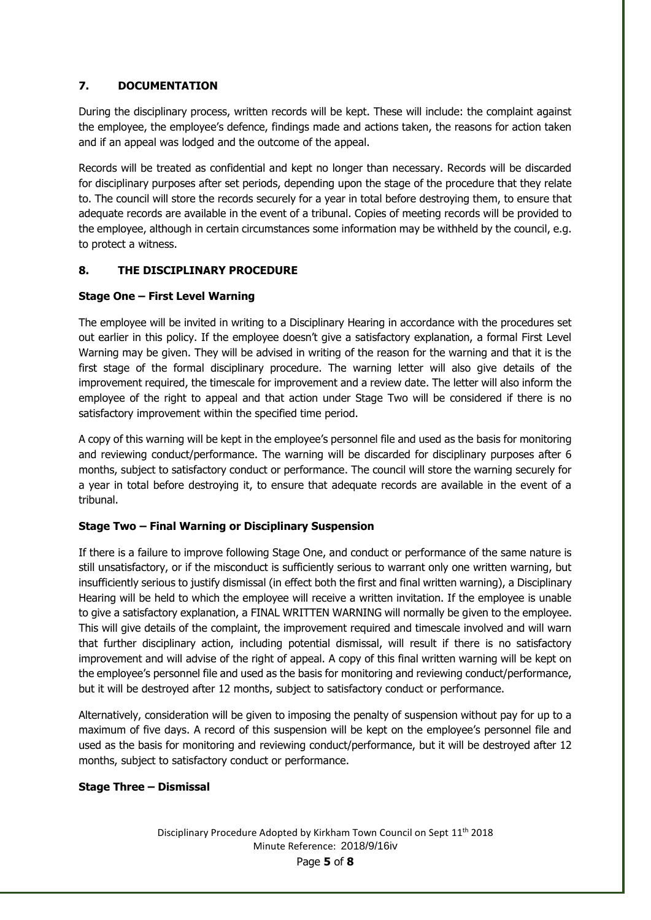## 7. DOCUMENTATION

During the disciplinary process, written records will be kept. These will include: the complaint against the employee, the employee's defence, findings made and actions taken, the reasons for action taken and if an appeal was lodged and the outcome of the appeal.

Records will be treated as confidential and kept no longer than necessary. Records will be discarded for disciplinary purposes after set periods, depending upon the stage of the procedure that they relate to. The council will store the records securely for a year in total before destroying them, to ensure that adequate records are available in the event of a tribunal. Copies of meeting records will be provided to the employee, although in certain circumstances some information may be withheld by the council, e.g. to protect a witness.

## 8. THE DISCIPLINARY PROCEDURE

### Stage One – First Level Warning

The employee will be invited in writing to a Disciplinary Hearing in accordance with the procedures set out earlier in this policy. If the employee doesn't give a satisfactory explanation, a formal First Level Warning may be given. They will be advised in writing of the reason for the warning and that it is the first stage of the formal disciplinary procedure. The warning letter will also give details of the improvement required, the timescale for improvement and a review date. The letter will also inform the employee of the right to appeal and that action under Stage Two will be considered if there is no satisfactory improvement within the specified time period.

A copy of this warning will be kept in the employee's personnel file and used as the basis for monitoring and reviewing conduct/performance. The warning will be discarded for disciplinary purposes after 6 months, subject to satisfactory conduct or performance. The council will store the warning securely for a year in total before destroying it, to ensure that adequate records are available in the event of a tribunal.

### Stage Two – Final Warning or Disciplinary Suspension

If there is a failure to improve following Stage One, and conduct or performance of the same nature is still unsatisfactory, or if the misconduct is sufficiently serious to warrant only one written warning, but insufficiently serious to justify dismissal (in effect both the first and final written warning), a Disciplinary Hearing will be held to which the employee will receive a written invitation. If the employee is unable to give a satisfactory explanation, a FINAL WRITTEN WARNING will normally be given to the employee. This will give details of the complaint, the improvement required and timescale involved and will warn that further disciplinary action, including potential dismissal, will result if there is no satisfactory improvement and will advise of the right of appeal. A copy of this final written warning will be kept on the employee's personnel file and used as the basis for monitoring and reviewing conduct/performance, but it will be destroyed after 12 months, subject to satisfactory conduct or performance.

Alternatively, consideration will be given to imposing the penalty of suspension without pay for up to a maximum of five days. A record of this suspension will be kept on the employee's personnel file and used as the basis for monitoring and reviewing conduct/performance, but it will be destroyed after 12 months, subject to satisfactory conduct or performance.

### Stage Three – Dismissal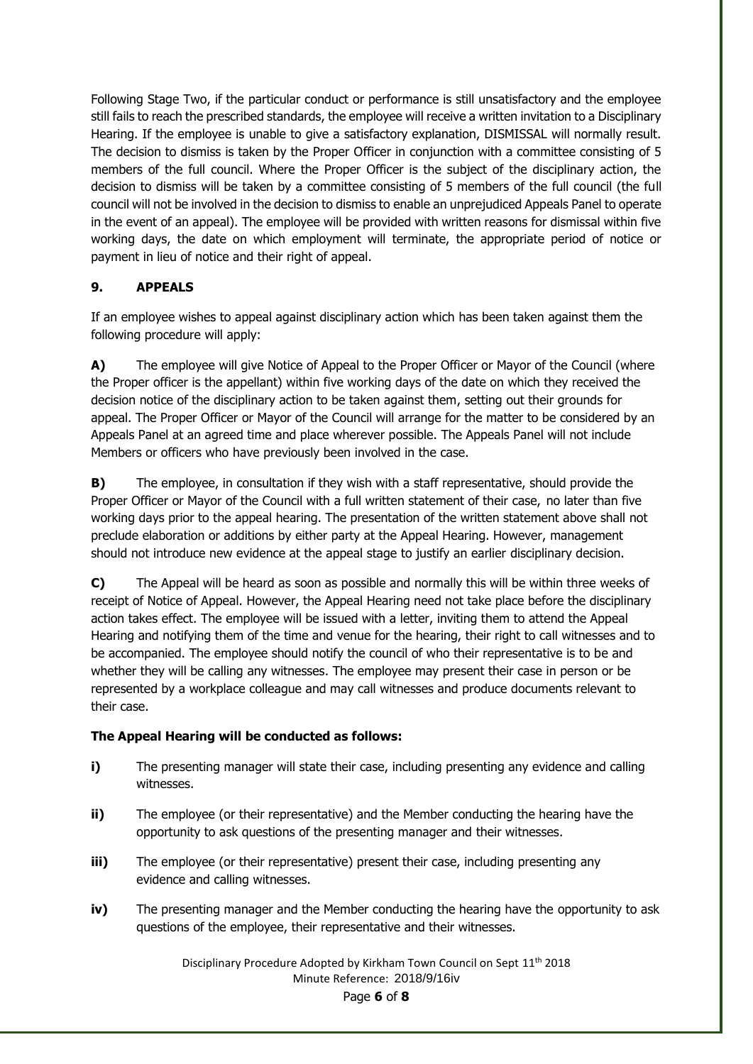Following Stage Two, if the particular conduct or performance is still unsatisfactory and the employee still fails to reach the prescribed standards, the employee will receive a written invitation to a Disciplinary Hearing. If the employee is unable to give a satisfactory explanation, DISMISSAL will normally result. The decision to dismiss is taken by the Proper Officer in conjunction with a committee consisting of 5 members of the full council. Where the Proper Officer is the subject of the disciplinary action, the decision to dismiss will be taken by a committee consisting of 5 members of the full council (the full council will not be involved in the decision to dismiss to enable an unprejudiced Appeals Panel to operate in the event of an appeal). The employee will be provided with written reasons for dismissal within five working days, the date on which employment will terminate, the appropriate period of notice or payment in lieu of notice and their right of appeal.

## 9. APPEALS

If an employee wishes to appeal against disciplinary action which has been taken against them the following procedure will apply:

**A)** The employee will give Notice of Appeal to the Proper Officer or Mayor of the Council (where the Proper officer is the appellant) within five working days of the date on which they received the decision notice of the disciplinary action to be taken against them, setting out their grounds for appeal. The Proper Officer or Mayor of the Council will arrange for the matter to be considered by an Appeals Panel at an agreed time and place wherever possible. The Appeals Panel will not include Members or officers who have previously been involved in the case.

**B)** The employee, in consultation if they wish with a staff representative, should provide the Proper Officer or Mayor of the Council with a full written statement of their case, no later than five working days prior to the appeal hearing. The presentation of the written statement above shall not preclude elaboration or additions by either party at the Appeal Hearing. However, management should not introduce new evidence at the appeal stage to justify an earlier disciplinary decision.

**C)** The Appeal will be heard as soon as possible and normally this will be within three weeks of receipt of Notice of Appeal. However, the Appeal Hearing need not take place before the disciplinary action takes effect. The employee will be issued with a letter, inviting them to attend the Appeal Hearing and notifying them of the time and venue for the hearing, their right to call witnesses and to be accompanied. The employee should notify the council of who their representative is to be and whether they will be calling any witnesses. The employee may present their case in person or be represented by a workplace colleague and may call witnesses and produce documents relevant to their case.

**The Appeal Hearing will be conducted as follows:**

**i)** The presenting manager will state their case, including presenting any evidence and calling witnesses.

**ii)** The employee (or their representative) and the Member conducting the hearing have the opportunity to ask questions of the presenting manager and their witnesses.

**iii)** The employee (or their representative) present their case, including presenting any evidence and calling witnesses.

**iv)** The presenting manager and the Member conducting the hearing have the opportunity to ask questions of the employee, their representative and their witnesses.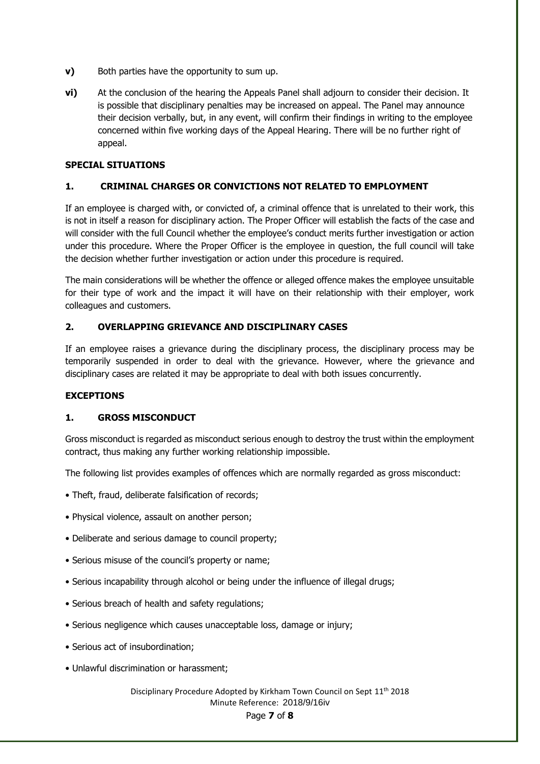**v)** Both parties have the opportunity to sum up.

**vi)** At the conclusion of the hearing the Appeals Panel shall adjourn to consider their decision. It is possible that disciplinary penalties may be increased on appeal. The Panel may announce their decision verbally, but, in any event, will confirm their findings in writing to the employee concerned within five working days of the Appeal Hearing. There will be no further right of appeal.

**SPECIAL SITUATIONS**

**1. CRIMINAL CHARGES OR CONVICTIONS NOT RELATED TO EMPLOYMENT**

If an employee is charged with, or convicted of, a criminal offence that is unrelated to their work, this is not in itself a reason for disciplinary action. The Proper Officer will establish the facts of the case and will consider with the full Council whether the employee's conduct merits further investigation or action under this procedure. Where the Proper Officer is the employee in question, the full council will take the decision whether further investigation or action under this procedure is required.

The main considerations will be whether the offence or alleged offence makes the employee unsuitable for their type of work and the impact it will have on their relationship with their employer, work colleagues and customers.

**2. OVERLAPPING GRIEVANCE AND DISCIPLINARY CASES**

If an employee raises a grievance during the disciplinary process, the disciplinary process may be temporarily suspended in order to deal with the grievance. However, where the grievance and disciplinary cases are related it may be appropriate to deal with both issues concurrently.

**EXCEPTIONS**

**1. GROSS MISCONDUCT**

Gross misconduct is regarded as misconduct serious enough to destroy the trust within the employment contract, thus making any further working relationship impossible.

The following list provides examples of offences which are normally regarded as gross misconduct:

- Theft, fraud, deliberate falsification of records;
- Physical violence, assault on another person;
- Deliberate and serious damage to council property;
- Serious misuse of the council's property or name;
- Serious incapability through alcohol or being under the influence of illegal drugs;
- Serious breach of health and safety regulations;
- Serious negligence which causes unacceptable loss, damage or injury;
- Serious act of insubordination;
- Unlawful discrimination or harassment;

Disciplinary Procedure Adopted by Kirkham Town Council on Sept 11th 2018
Minute Reference: 2018/9/16iv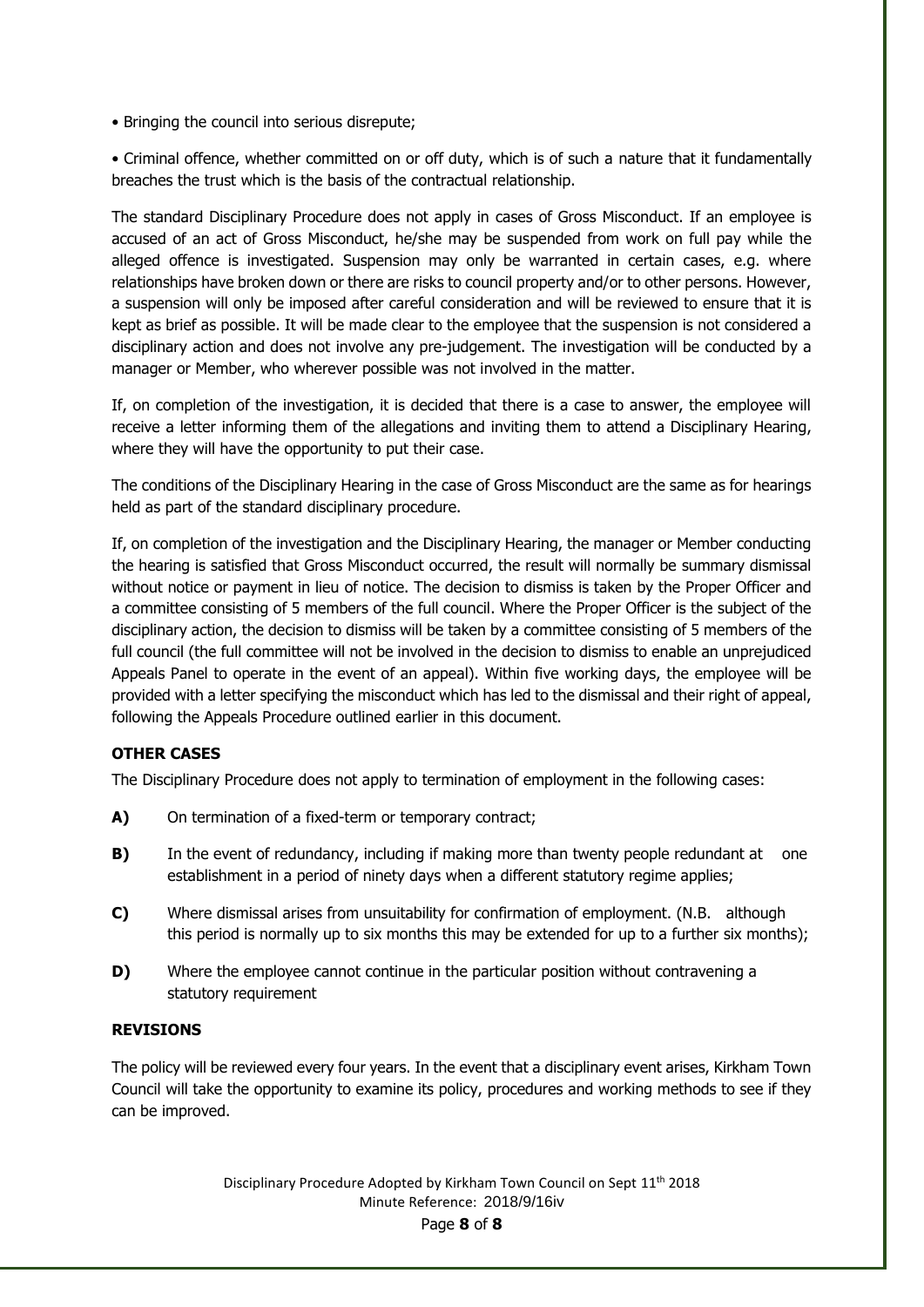• Bringing the council into serious disrepute;

• Criminal offence, whether committed on or off duty, which is of such a nature that it fundamentally breaches the trust which is the basis of the contractual relationship.

The standard Disciplinary Procedure does not apply in cases of Gross Misconduct. If an employee is accused of an act of Gross Misconduct, he/she may be suspended from work on full pay while the alleged offence is investigated. Suspension may only be warranted in certain cases, e.g. where relationships have broken down or there are risks to council property and/or to other persons. However, a suspension will only be imposed after careful consideration and will be reviewed to ensure that it is kept as brief as possible. It will be made clear to the employee that the suspension is not considered a disciplinary action and does not involve any pre-judgement. The investigation will be conducted by a manager or Member, who wherever possible was not involved in the matter.

If, on completion of the investigation, it is decided that there is a case to answer, the employee will receive a letter informing them of the allegations and inviting them to attend a Disciplinary Hearing, where they will have the opportunity to put their case.

The conditions of the Disciplinary Hearing in the case of Gross Misconduct are the same as for hearings held as part of the standard disciplinary procedure.

If, on completion of the investigation and the Disciplinary Hearing, the manager or Member conducting the hearing is satisfied that Gross Misconduct occurred, the result will normally be summary dismissal without notice or payment in lieu of notice. The decision to dismiss is taken by the Proper Officer and a committee consisting of 5 members of the full council. Where the Proper Officer is the subject of the disciplinary action, the decision to dismiss will be taken by a committee consisting of 5 members of the full council (the full committee will not be involved in the decision to dismiss to enable an unprejudiced Appeals Panel to operate in the event of an appeal). Within five working days, the employee will be provided with a letter specifying the misconduct which has led to the dismissal and their right of appeal, following the Appeals Procedure outlined earlier in this document.

**OTHER CASES**

The Disciplinary Procedure does not apply to termination of employment in the following cases:

**A)** On termination of a fixed-term or temporary contract;

**B)** In the event of redundancy, including if making more than twenty people redundant at one establishment in a period of ninety days when a different statutory regime applies;

**C)** Where dismissal arises from unsuitability for confirmation of employment. (N.B. although this period is normally up to six months this may be extended for up to a further six months);

**D)** Where the employee cannot continue in the particular position without contravening a statutory requirement

**REVISIONS**

The policy will be reviewed every four years. In the event that a disciplinary event arises, Kirkham Town Council will take the opportunity to examine its policy, procedures and working methods to see if they can be improved.

Disciplinary Procedure Adopted by Kirkham Town Council on Sept 11th 2018
Minute Reference: 2018/9/16iv